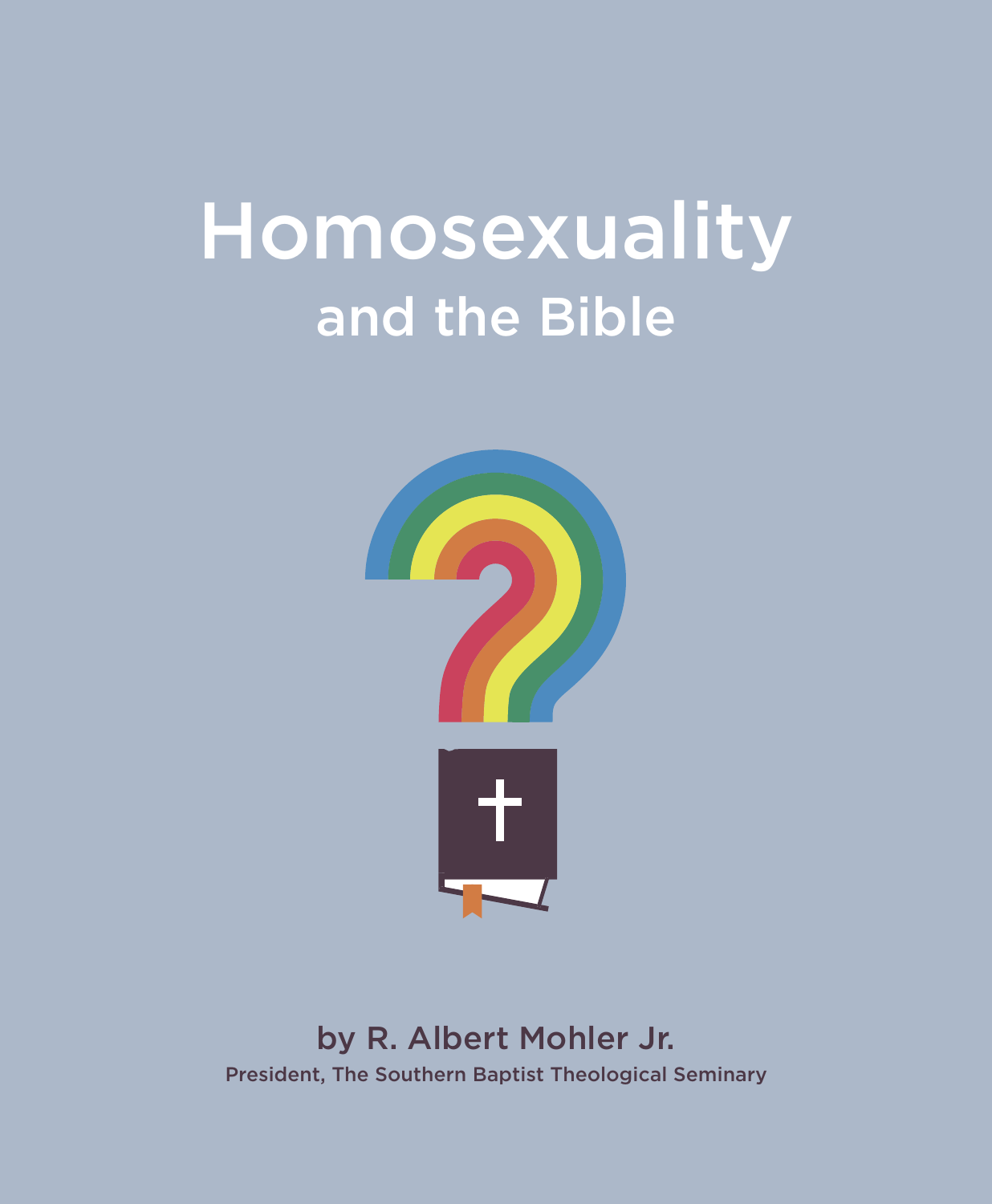# Homosexuality

## and the Bible

by R. Albert Mohler Jr.

President, The Southern Baptist Theological Seminary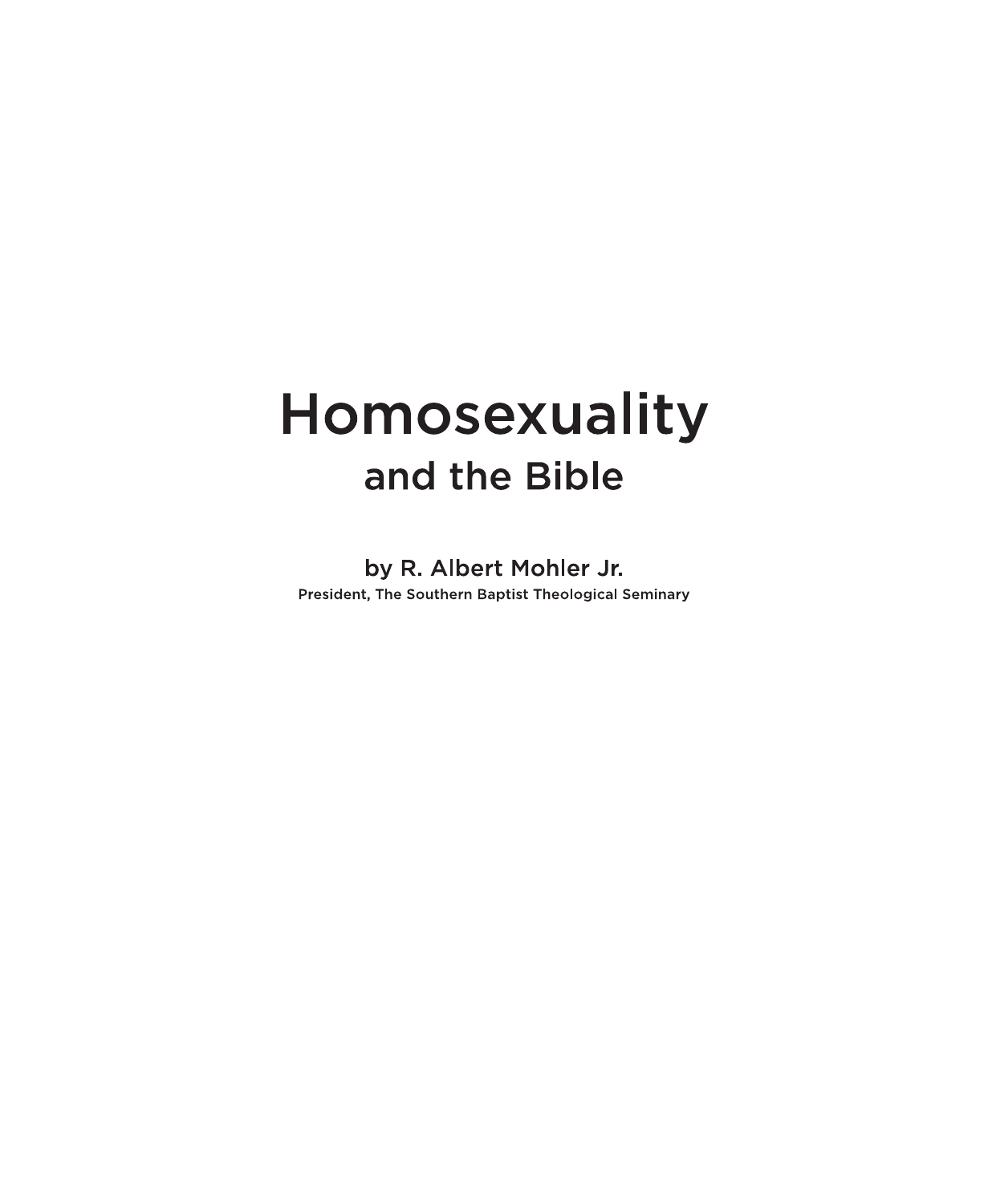# Homosexuality

## and the Bible

by R. Albert Mohler Jr.

President, The Southern Baptist Theological Seminary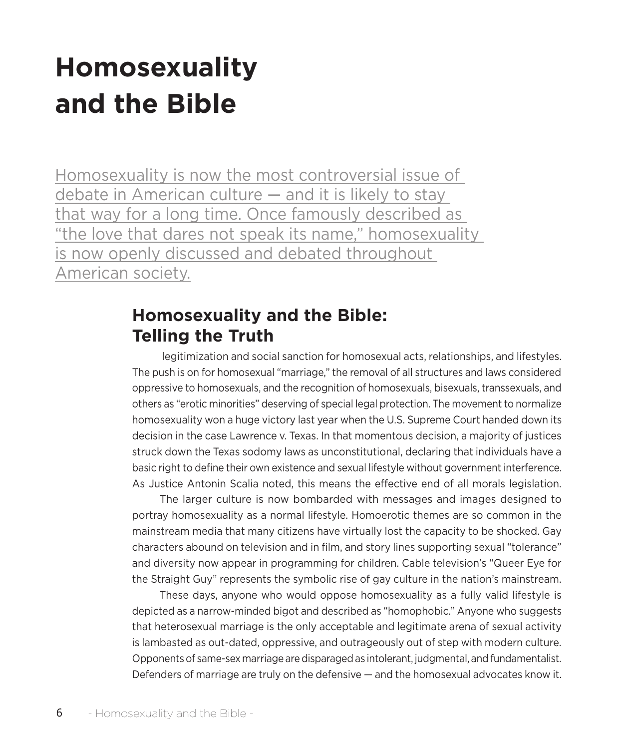# Homosexuality and the Bible

Homosexuality is now the most controversial issue of debate in American culture — and it is likely to stay that way for a long time. Once famously described as "the love that dares not speak its name," homosexuality is now openly discussed and debated throughout American society.

## Homosexuality and the Bible: Telling the Truth

legitimization and social sanction for homosexual acts, relationships, and lifestyles. The push is on for homosexual "marriage," the removal of all structures and laws considered oppressive to homosexuals, and the recognition of homosexuals, bisexuals, transsexuals, and others as "erotic minorities" deserving of special legal protection. The movement to normalize homosexuality won a huge victory last year when the U.S. Supreme Court handed down its decision in the case Lawrence v. Texas. In that momentous decision, a majority of justices struck down the Texas sodomy laws as unconstitutional, declaring that individuals have a basic right to define their own existence and sexual lifestyle without government interference. As Justice Antonin Scalia noted, this means the effective end of all morals legislation.

The larger culture is now bombarded with messages and images designed to portray homosexuality as a normal lifestyle. Homoerotic themes are so common in the mainstream media that many citizens have virtually lost the capacity to be shocked. Gay characters abound on television and in film, and story lines supporting sexual "tolerance" and diversity now appear in programming for children. Cable television's "Queer Eye for the Straight Guy" represents the symbolic rise of gay culture in the nation's mainstream.

These days, anyone who would oppose homosexuality as a fully valid lifestyle is depicted as a narrow-minded bigot and described as "homophobic." Anyone who suggests that heterosexual marriage is the only acceptable and legitimate arena of sexual activity is lambasted as out-dated, oppressive, and outrageously out of step with modern culture. Opponents of same-sex marriage are disparaged as intolerant, judgmental, and fundamentalist. Defenders of marriage are truly on the defensive — and the homosexual advocates know it.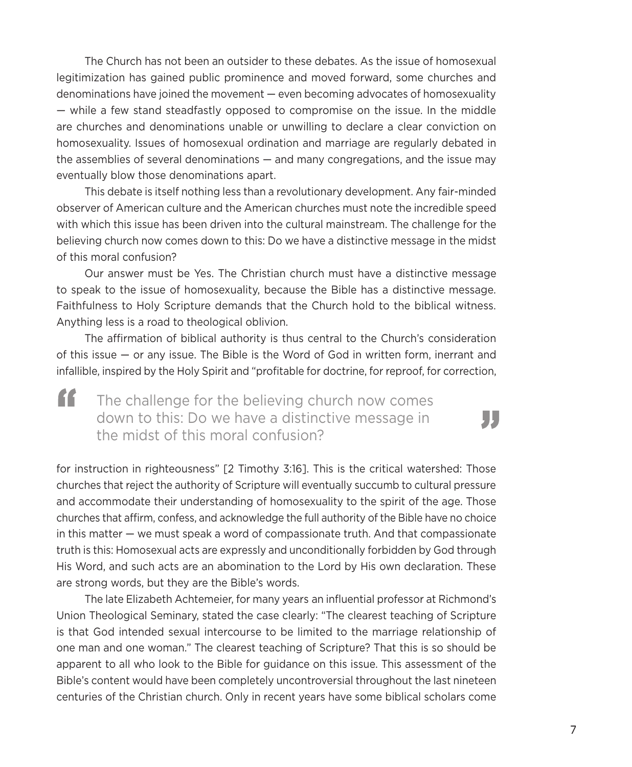The Church has not been an outsider to these debates. As the issue of homosexual legitimization has gained public prominence and moved forward, some churches and denominations have joined the movement — even becoming advocates of homosexuality — while a few stand steadfastly opposed to compromise on the issue. In the middle are churches and denominations unable or unwilling to declare a clear conviction on homosexuality. Issues of homosexual ordination and marriage are regularly debated in the assemblies of several denominations — and many congregations, and the issue may eventually blow those denominations apart.

This debate is itself nothing less than a revolutionary development. Any fair-minded observer of American culture and the American churches must note the incredible speed with which this issue has been driven into the cultural mainstream. The challenge for the believing church now comes down to this: Do we have a distinctive message in the midst of this moral confusion?

Our answer must be Yes. The Christian church must have a distinctive message to speak to the issue of homosexuality, because the Bible has a distinctive message. Faithfulness to Holy Scripture demands that the Church hold to the biblical witness. Anything less is a road to theological oblivion.

The affirmation of biblical authority is thus central to the Church's consideration of this issue — or any issue. The Bible is the Word of God in written form, inerrant and infallible, inspired by the Holy Spirit and "profitable for doctrine, for reproof, for correction, for instruction in righteousness" [2 Timothy 3:16]. This is the critical watershed: Those churches that reject the authority of Scripture will eventually succumb to cultural pressure and accommodate their understanding of homosexuality to the spirit of the age. Those churches that affirm, confess, and acknowledge the full authority of the Bible have no choice in this matter — we must speak a word of compassionate truth. And that compassionate truth is this: Homosexual acts are expressly and unconditionally forbidden by God through His Word, and such acts are an abomination to the Lord by His own declaration. These are strong words, but they are the Bible's words.

> "The challenge for the believing church now comes down to this: Do we have a distinctive message in the midst of this moral confusion?"

The late Elizabeth Achtemeier, for many years an influential professor at Richmond's Union Theological Seminary, stated the case clearly: "The clearest teaching of Scripture is that God intended sexual intercourse to be limited to the marriage relationship of one man and one woman." The clearest teaching of Scripture? That this is so should be apparent to all who look to the Bible for guidance on this issue. This assessment of the Bible's content would have been completely uncontroversial throughout the last nineteen centuries of the Christian church. Only in recent years have some biblical scholars come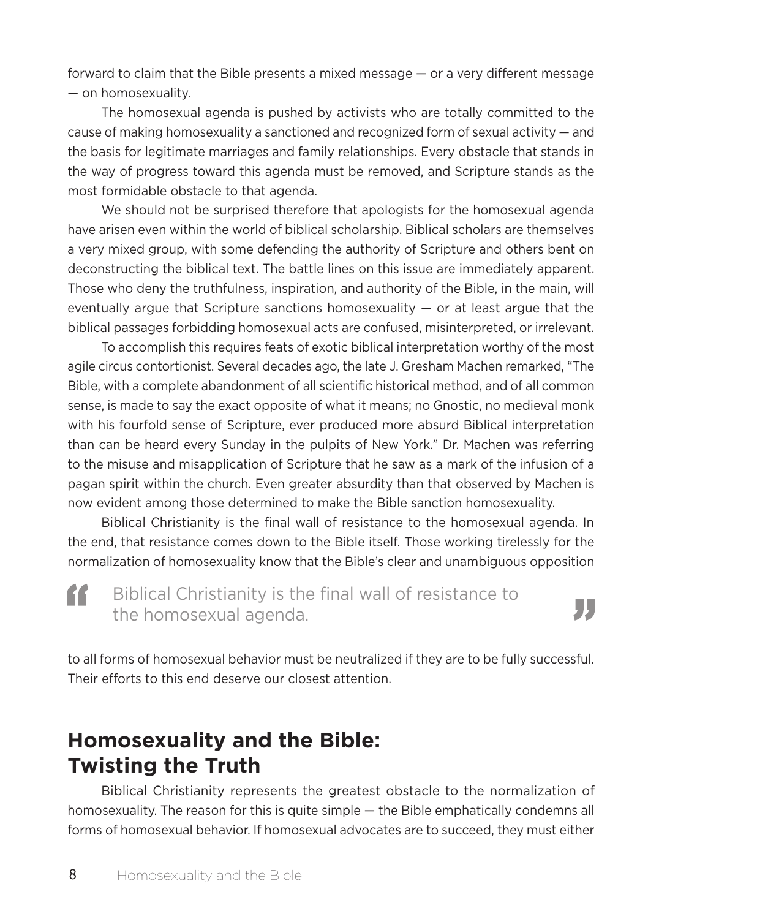forward to claim that the Bible presents a mixed message — or a very different message — on homosexuality.

The homosexual agenda is pushed by activists who are totally committed to the cause of making homosexuality a sanctioned and recognized form of sexual activity — and the basis for legitimate marriages and family relationships. Every obstacle that stands in the way of progress toward this agenda must be removed, and Scripture stands as the most formidable obstacle to that agenda.

We should not be surprised therefore that apologists for the homosexual agenda have arisen even within the world of biblical scholarship. Biblical scholars are themselves a very mixed group, with some defending the authority of Scripture and others bent on deconstructing the biblical text. The battle lines on this issue are immediately apparent. Those who deny the truthfulness, inspiration, and authority of the Bible, in the main, will eventually argue that Scripture sanctions homosexuality — or at least argue that the biblical passages forbidding homosexual acts are confused, misinterpreted, or irrelevant.

To accomplish this requires feats of exotic biblical interpretation worthy of the most agile circus contortionist. Several decades ago, the late J. Gresham Machen remarked, "The Bible, with a complete abandonment of all scientific historical method, and of all common sense, is made to say the exact opposite of what it means; no Gnostic, no medieval monk with his fourfold sense of Scripture, ever produced more absurd Biblical interpretation than can be heard every Sunday in the pulpits of New York." Dr. Machen was referring to the misuse and misapplication of Scripture that he saw as a mark of the infusion of a pagan spirit within the church. Even greater absurdity than that observed by Machen is now evident among those determined to make the Bible sanction homosexuality.

Biblical Christianity is the final wall of resistance to the homosexual agenda. In the end, that resistance comes down to the Bible itself. Those working tirelessly for the normalization of homosexuality know that the Bible's clear and unambiguous opposition to all forms of homosexual behavior must be neutralized if they are to be fully successful. Their efforts to this end deserve our closest attention.

> "Biblical Christianity is the final wall of resistance to the homosexual agenda."

## Homosexuality and the Bible: Twisting the Truth

Biblical Christianity represents the greatest obstacle to the normalization of homosexuality. The reason for this is quite simple — the Bible emphatically condemns all forms of homosexual behavior. If homosexual advocates are to succeed, they must either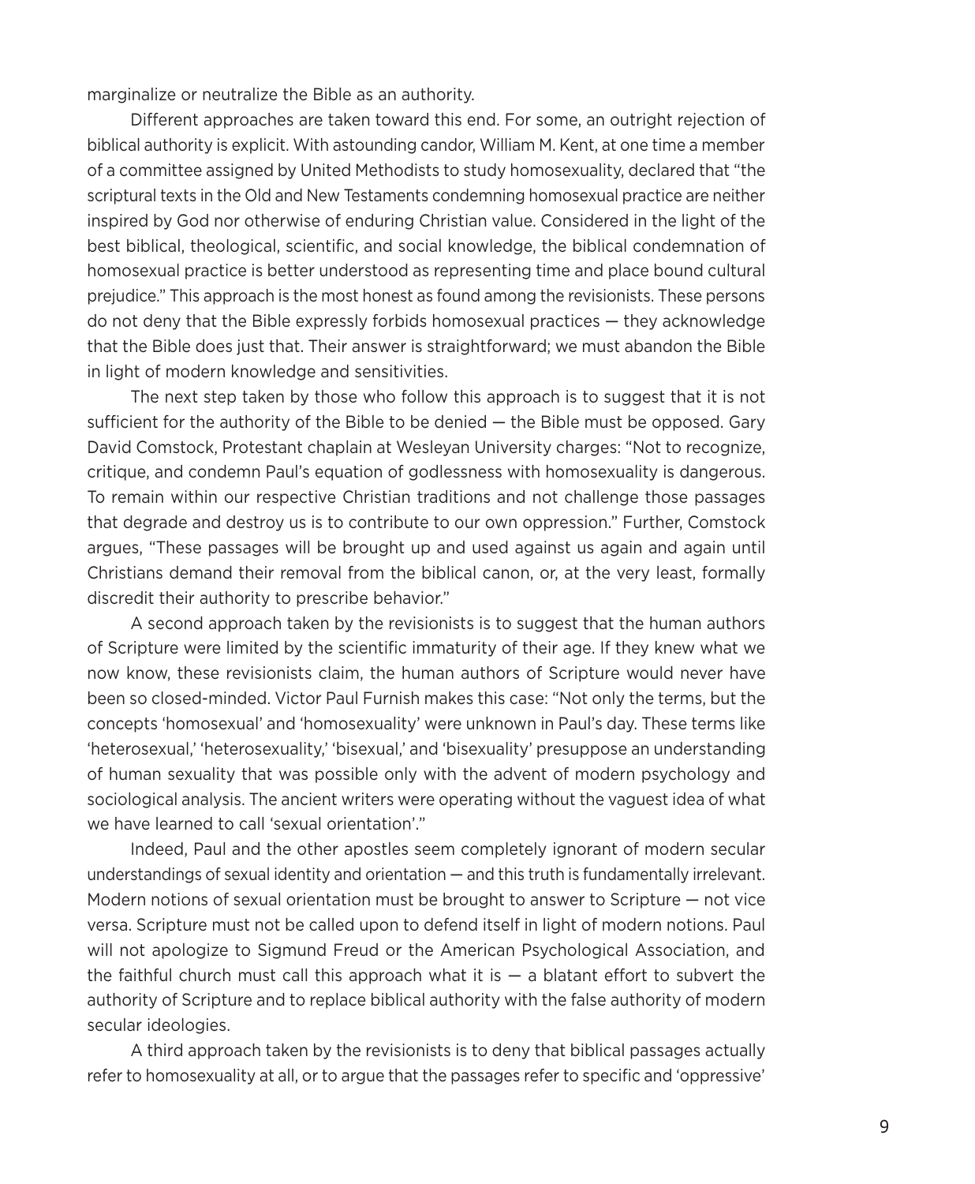marginalize or neutralize the Bible as an authority.

Different approaches are taken toward this end. For some, an outright rejection of biblical authority is explicit. With astounding candor, William M. Kent, at one time a member of a committee assigned by United Methodists to study homosexuality, declared that "the scriptural texts in the Old and New Testaments condemning homosexual practice are neither inspired by God nor otherwise of enduring Christian value. Considered in the light of the best biblical, theological, scientific, and social knowledge, the biblical condemnation of homosexual practice is better understood as representing time and place bound cultural prejudice." This approach is the most honest as found among the revisionists. These persons do not deny that the Bible expressly forbids homosexual practices — they acknowledge that the Bible does just that. Their answer is straightforward; we must abandon the Bible in light of modern knowledge and sensitivities.

The next step taken by those who follow this approach is to suggest that it is not sufficient for the authority of the Bible to be denied — the Bible must be opposed. Gary David Comstock, Protestant chaplain at Wesleyan University charges: "Not to recognize, critique, and condemn Paul's equation of godlessness with homosexuality is dangerous. To remain within our respective Christian traditions and not challenge those passages that degrade and destroy us is to contribute to our own oppression." Further, Comstock argues, "These passages will be brought up and used against us again and again until Christians demand their removal from the biblical canon, or, at the very least, formally discredit their authority to prescribe behavior."

A second approach taken by the revisionists is to suggest that the human authors of Scripture were limited by the scientific immaturity of their age. If they knew what we now know, these revisionists claim, the human authors of Scripture would never have been so closed-minded. Victor Paul Furnish makes this case: "Not only the terms, but the concepts 'homosexual' and 'homosexuality' were unknown in Paul's day. These terms like 'heterosexual,' 'heterosexuality,' 'bisexual,' and 'bisexuality' presuppose an understanding of human sexuality that was possible only with the advent of modern psychology and sociological analysis. The ancient writers were operating without the vaguest idea of what we have learned to call 'sexual orientation'."

Indeed, Paul and the other apostles seem completely ignorant of modern secular understandings of sexual identity and orientation — and this truth is fundamentally irrelevant. Modern notions of sexual orientation must be brought to answer to Scripture — not vice versa. Scripture must not be called upon to defend itself in light of modern notions. Paul will not apologize to Sigmund Freud or the American Psychological Association, and the faithful church must call this approach what it is — a blatant effort to subvert the authority of Scripture and to replace biblical authority with the false authority of modern secular ideologies.

A third approach taken by the revisionists is to deny that biblical passages actually refer to homosexuality at all, or to argue that the passages refer to specific and 'oppressive'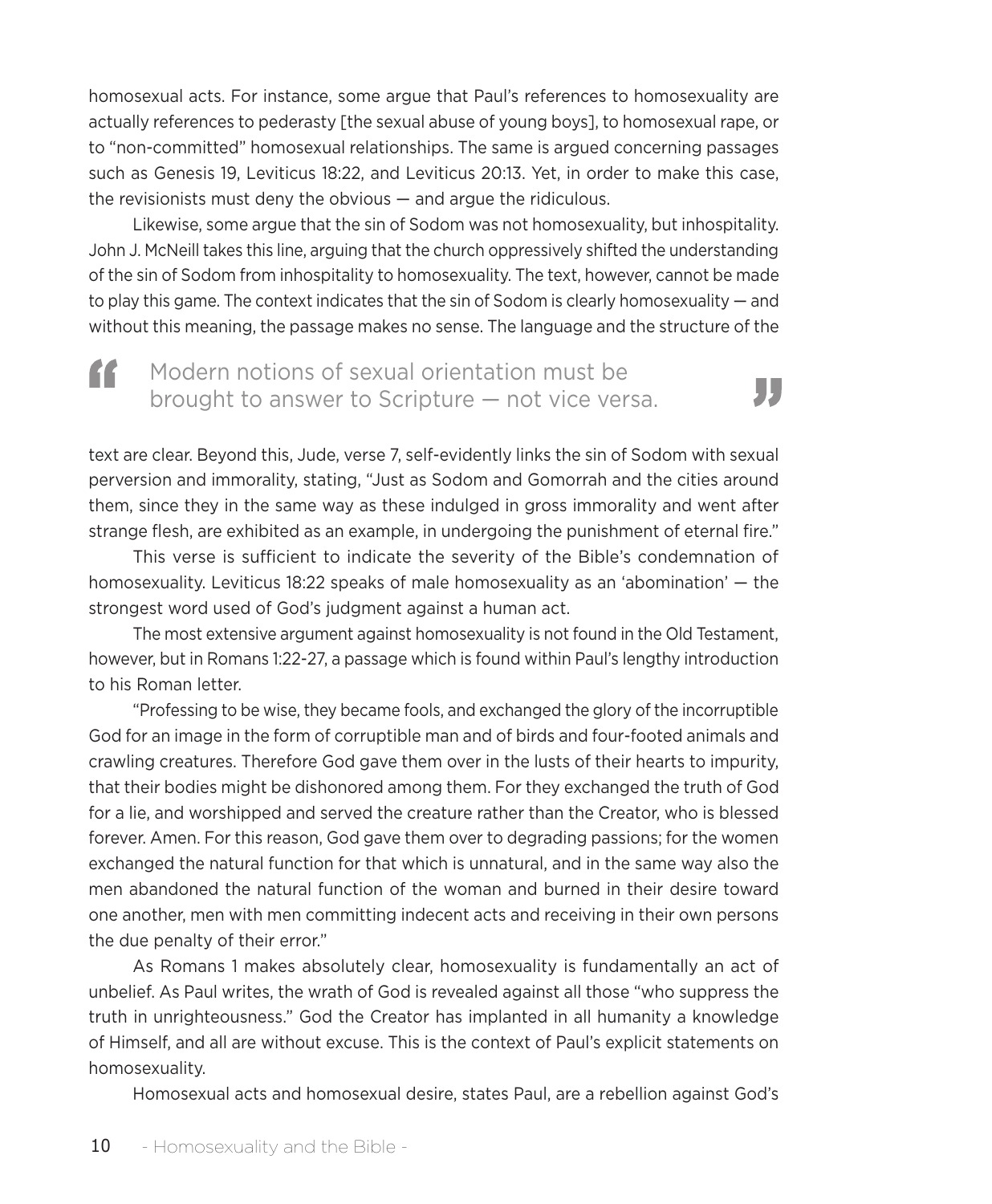homosexual acts. For instance, some argue that Paul's references to homosexuality are actually references to pederasty [the sexual abuse of young boys], to homosexual rape, or to "non-committed" homosexual relationships. The same is argued concerning passages such as Genesis 19, Leviticus 18:22, and Leviticus 20:13. Yet, in order to make this case, the revisionists must deny the obvious — and argue the ridiculous.

Likewise, some argue that the sin of Sodom was not homosexuality, but inhospitality. John J. McNeill takes this line, arguing that the church oppressively shifted the understanding of the sin of Sodom from inhospitality to homosexuality. The text, however, cannot be made to play this game. The context indicates that the sin of Sodom is clearly homosexuality — and without this meaning, the passage makes no sense. The language and the structure of the text are clear. Beyond this, Jude, verse 7, self-evidently links the sin of Sodom with sexual perversion and immorality, stating, "Just as Sodom and Gomorrah and the cities around them, since they in the same way as these indulged in gross immorality and went after strange flesh, are exhibited as an example, in undergoing the punishment of eternal fire."

> "Modern notions of sexual orientation must be brought to answer to Scripture — not vice versa."

This verse is sufficient to indicate the severity of the Bible's condemnation of homosexuality. Leviticus 18:22 speaks of male homosexuality as an 'abomination' — the strongest word used of God's judgment against a human act.

The most extensive argument against homosexuality is not found in the Old Testament, however, but in Romans 1:22-27, a passage which is found within Paul's lengthy introduction to his Roman letter.

"Professing to be wise, they became fools, and exchanged the glory of the incorruptible God for an image in the form of corruptible man and of birds and four-footed animals and crawling creatures. Therefore God gave them over in the lusts of their hearts to impurity, that their bodies might be dishonored among them. For they exchanged the truth of God for a lie, and worshipped and served the creature rather than the Creator, who is blessed forever. Amen. For this reason, God gave them over to degrading passions; for the women exchanged the natural function for that which is unnatural, and in the same way also the men abandoned the natural function of the woman and burned in their desire toward one another, men with men committing indecent acts and receiving in their own persons the due penalty of their error."

As Romans 1 makes absolutely clear, homosexuality is fundamentally an act of unbelief. As Paul writes, the wrath of God is revealed against all those "who suppress the truth in unrighteousness." God the Creator has implanted in all humanity a knowledge of Himself, and all are without excuse. This is the context of Paul's explicit statements on homosexuality.

Homosexual acts and homosexual desire, states Paul, are a rebellion against God's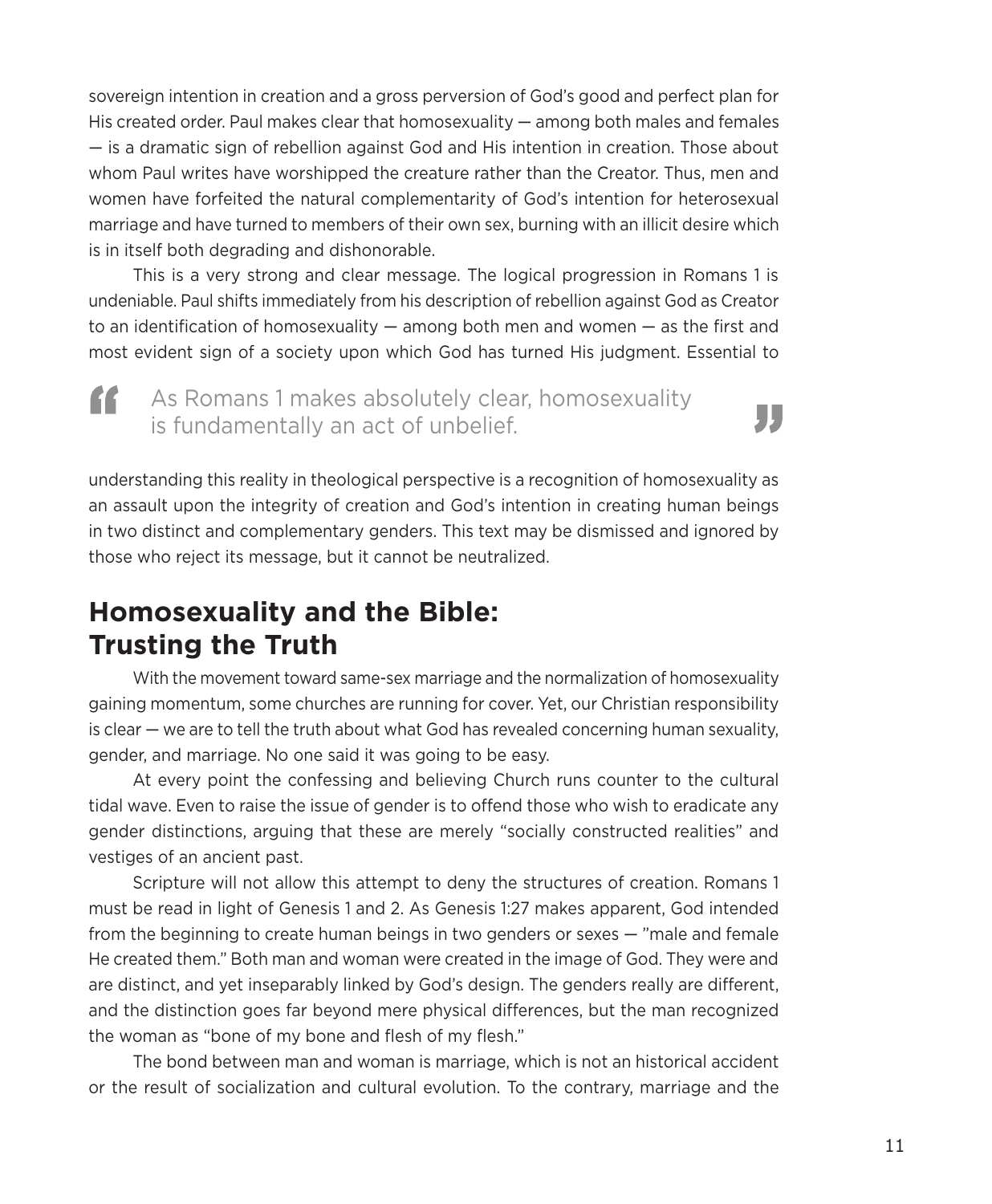sovereign intention in creation and a gross perversion of God's good and perfect plan for His created order. Paul makes clear that homosexuality — among both males and females — is a dramatic sign of rebellion against God and His intention in creation. Those about whom Paul writes have worshipped the creature rather than the Creator. Thus, men and women have forfeited the natural complementarity of God's intention for heterosexual marriage and have turned to members of their own sex, burning with an illicit desire which is in itself both degrading and dishonorable.

This is a very strong and clear message. The logical progression in Romans 1 is undeniable. Paul shifts immediately from his description of rebellion against God as Creator to an identification of homosexuality — among both men and women — as the first and most evident sign of a society upon which God has turned His judgment. Essential to understanding this reality in theological perspective is a recognition of homosexuality as an assault upon the integrity of creation and God's intention in creating human beings in two distinct and complementary genders. This text may be dismissed and ignored by those who reject its message, but it cannot be neutralized.

> "As Romans 1 makes absolutely clear, homosexuality is fundamentally an act of unbelief."

## Homosexuality and the Bible: Trusting the Truth

With the movement toward same-sex marriage and the normalization of homosexuality gaining momentum, some churches are running for cover. Yet, our Christian responsibility is clear — we are to tell the truth about what God has revealed concerning human sexuality, gender, and marriage. No one said it was going to be easy.

At every point the confessing and believing Church runs counter to the cultural tidal wave. Even to raise the issue of gender is to offend those who wish to eradicate any gender distinctions, arguing that these are merely "socially constructed realities" and vestiges of an ancient past.

Scripture will not allow this attempt to deny the structures of creation. Romans 1 must be read in light of Genesis 1 and 2. As Genesis 1:27 makes apparent, God intended from the beginning to create human beings in two genders or sexes — "male and female He created them." Both man and woman were created in the image of God. They were and are distinct, and yet inseparably linked by God's design. The genders really are different, and the distinction goes far beyond mere physical differences, but the man recognized the woman as "bone of my bone and flesh of my flesh."

The bond between man and woman is marriage, which is not an historical accident or the result of socialization and cultural evolution. To the contrary, marriage and the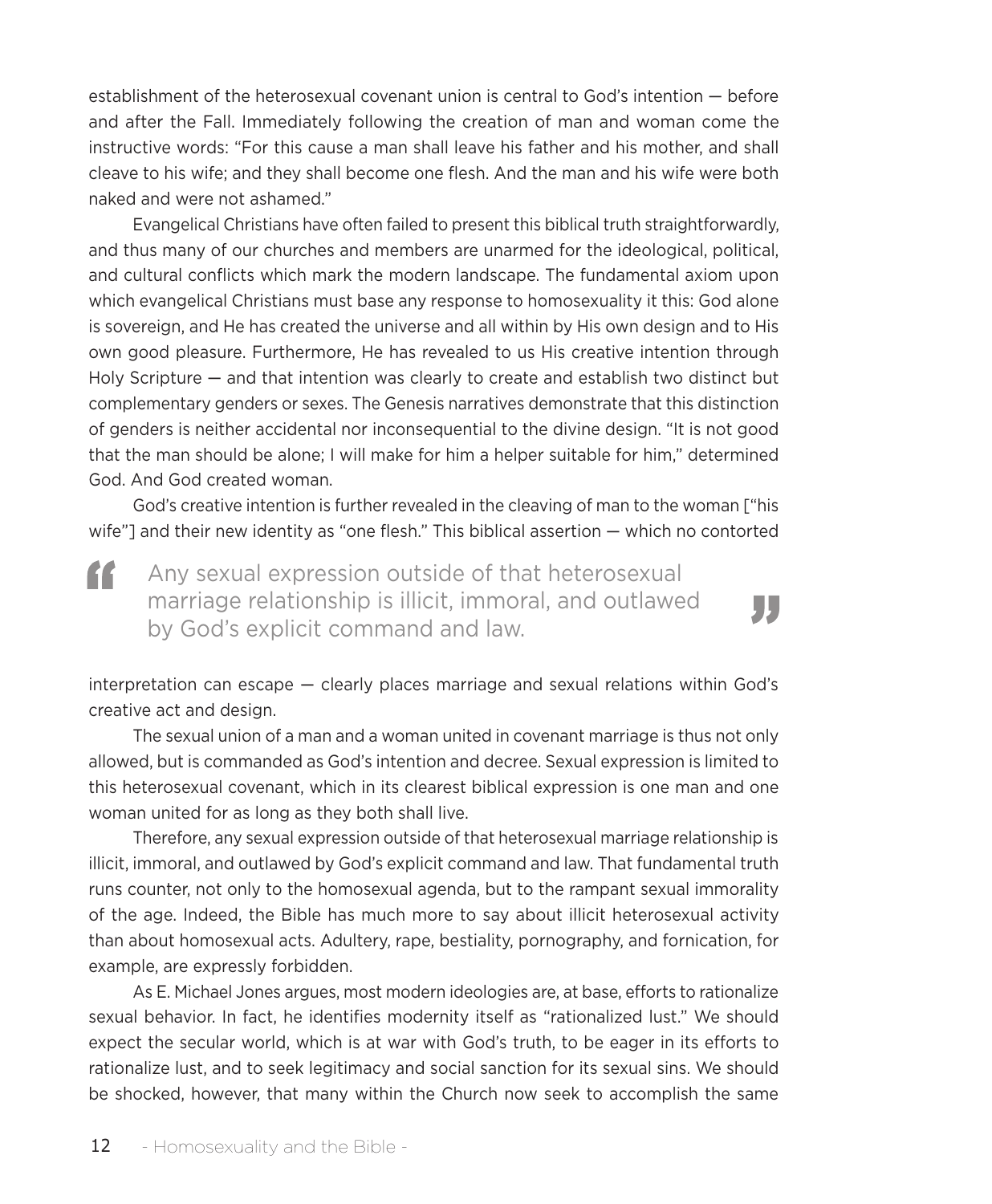establishment of the heterosexual covenant union is central to God's intention — before and after the Fall. Immediately following the creation of man and woman come the instructive words: "For this cause a man shall leave his father and his mother, and shall cleave to his wife; and they shall become one flesh. And the man and his wife were both naked and were not ashamed."

Evangelical Christians have often failed to present this biblical truth straightforwardly, and thus many of our churches and members are unarmed for the ideological, political, and cultural conflicts which mark the modern landscape. The fundamental axiom upon which evangelical Christians must base any response to homosexuality it this: God alone is sovereign, and He has created the universe and all within by His own design and to His own good pleasure. Furthermore, He has revealed to us His creative intention through Holy Scripture — and that intention was clearly to create and establish two distinct but complementary genders or sexes. The Genesis narratives demonstrate that this distinction of genders is neither accidental nor inconsequential to the divine design. "It is not good that the man should be alone; I will make for him a helper suitable for him," determined God. And God created woman.

God's creative intention is further revealed in the cleaving of man to the woman ["his wife"] and their new identity as "one flesh." This biblical assertion — which no contorted interpretation can escape — clearly places marriage and sexual relations within God's creative act and design.

> "Any sexual expression outside of that heterosexual marriage relationship is illicit, immoral, and outlawed by God's explicit command and law."

The sexual union of a man and a woman united in covenant marriage is thus not only allowed, but is commanded as God's intention and decree. Sexual expression is limited to this heterosexual covenant, which in its clearest biblical expression is one man and one woman united for as long as they both shall live.

Therefore, any sexual expression outside of that heterosexual marriage relationship is illicit, immoral, and outlawed by God's explicit command and law. That fundamental truth runs counter, not only to the homosexual agenda, but to the rampant sexual immorality of the age. Indeed, the Bible has much more to say about illicit heterosexual activity than about homosexual acts. Adultery, rape, bestiality, pornography, and fornication, for example, are expressly forbidden.

As E. Michael Jones argues, most modern ideologies are, at base, efforts to rationalize sexual behavior. In fact, he identifies modernity itself as "rationalized lust." We should expect the secular world, which is at war with God's truth, to be eager in its efforts to rationalize lust, and to seek legitimacy and social sanction for its sexual sins. We should be shocked, however, that many within the Church now seek to accomplish the same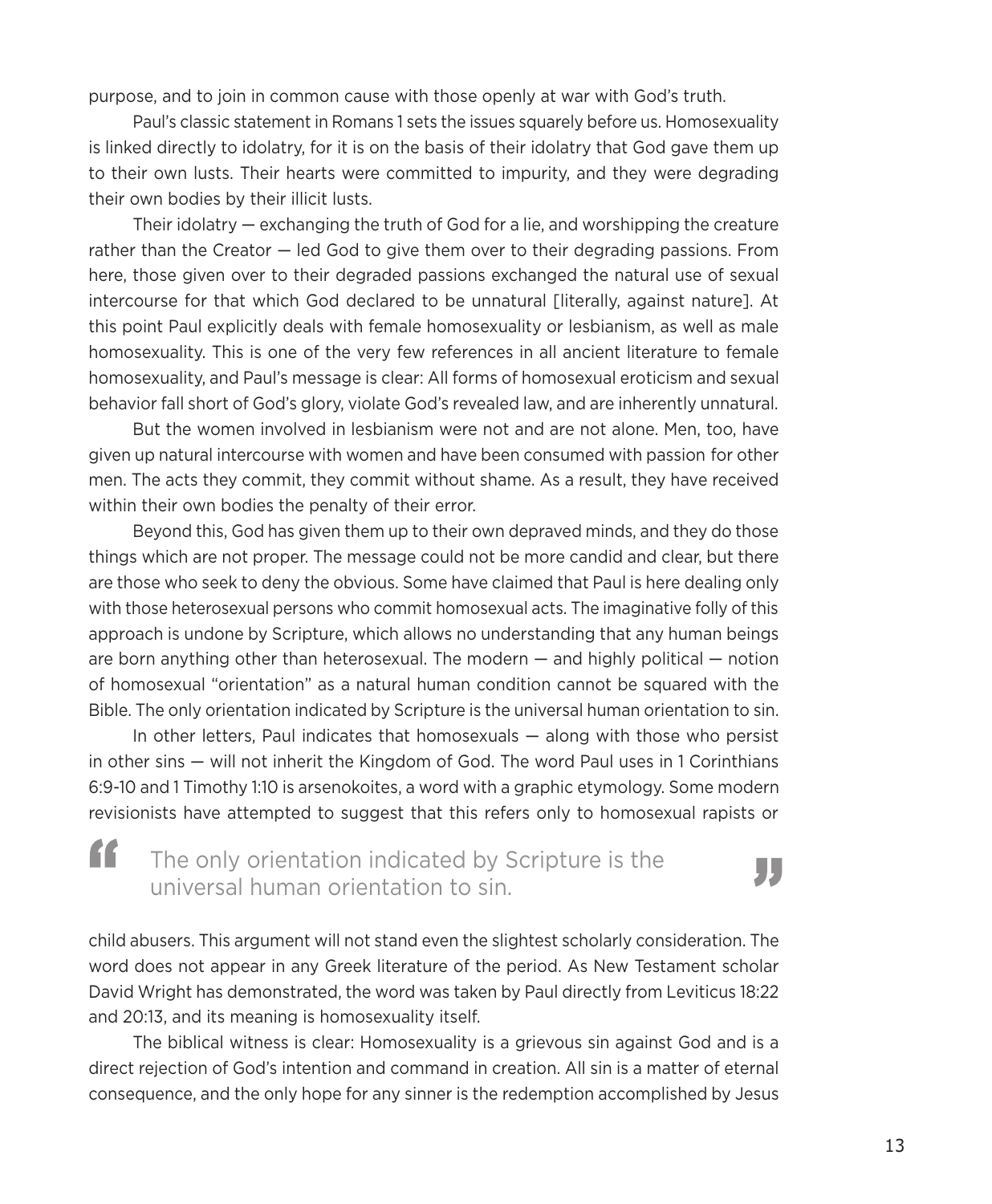purpose, and to join in common cause with those openly at war with God's truth.

Paul's classic statement in Romans 1 sets the issues squarely before us. Homosexuality is linked directly to idolatry, for it is on the basis of their idolatry that God gave them up to their own lusts. Their hearts were committed to impurity, and they were degrading their own bodies by their illicit lusts.

Their idolatry — exchanging the truth of God for a lie, and worshipping the creature rather than the Creator — led God to give them over to their degrading passions. From here, those given over to their degraded passions exchanged the natural use of sexual intercourse for that which God declared to be unnatural [literally, against nature]. At this point Paul explicitly deals with female homosexuality or lesbianism, as well as male homosexuality. This is one of the very few references in all ancient literature to female homosexuality, and Paul's message is clear: All forms of homosexual eroticism and sexual behavior fall short of God's glory, violate God's revealed law, and are inherently unnatural.

But the women involved in lesbianism were not and are not alone. Men, too, have given up natural intercourse with women and have been consumed with passion for other men. The acts they commit, they commit without shame. As a result, they have received within their own bodies the penalty of their error.

Beyond this, God has given them up to their own depraved minds, and they do those things which are not proper. The message could not be more candid and clear, but there are those who seek to deny the obvious. Some have claimed that Paul is here dealing only with those heterosexual persons who commit homosexual acts. The imaginative folly of this approach is undone by Scripture, which allows no understanding that any human beings are born anything other than heterosexual. The modern — and highly political — notion of homosexual "orientation" as a natural human condition cannot be squared with the Bible. The only orientation indicated by Scripture is the universal human orientation to sin.

In other letters, Paul indicates that homosexuals — along with those who persist in other sins — will not inherit the Kingdom of God. The word Paul uses in 1 Corinthians 6:9-10 and 1 Timothy 1:10 is arsenokoites, a word with a graphic etymology. Some modern revisionists have attempted to suggest that this refers only to homosexual rapists or child abusers. This argument will not stand even the slightest scholarly consideration. The word does not appear in any Greek literature of the period. As New Testament scholar David Wright has demonstrated, the word was taken by Paul directly from Leviticus 18:22 and 20:13, and its meaning is homosexuality itself.

> "The only orientation indicated by Scripture is the universal human orientation to sin."

The biblical witness is clear: Homosexuality is a grievous sin against God and is a direct rejection of God's intention and command in creation. All sin is a matter of eternal consequence, and the only hope for any sinner is the redemption accomplished by Jesus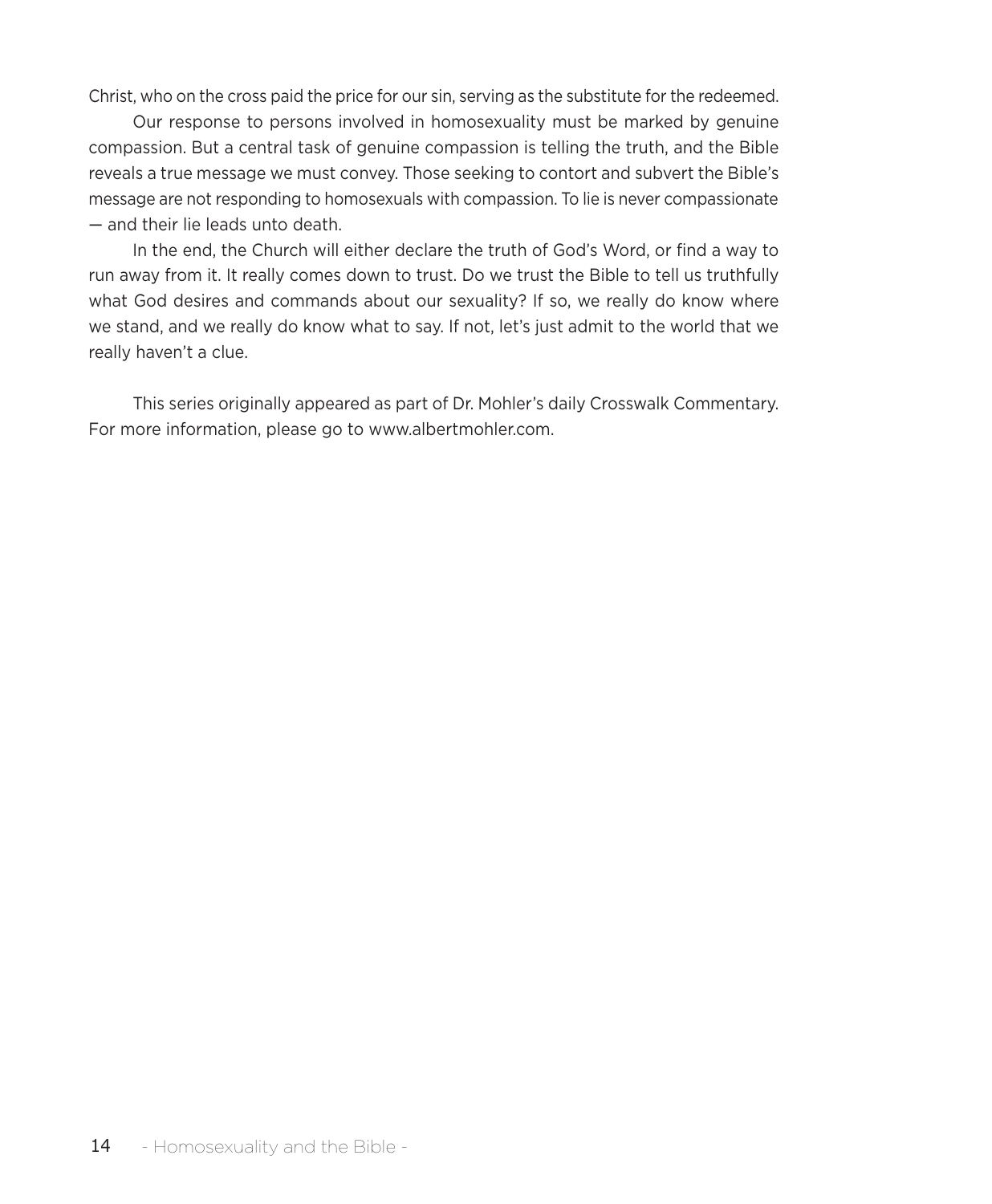Christ, who on the cross paid the price for our sin, serving as the substitute for the redeemed.

Our response to persons involved in homosexuality must be marked by genuine compassion. But a central task of genuine compassion is telling the truth, and the Bible reveals a true message we must convey. Those seeking to contort and subvert the Bible's message are not responding to homosexuals with compassion. To lie is never compassionate — and their lie leads unto death.

In the end, the Church will either declare the truth of God's Word, or find a way to run away from it. It really comes down to trust. Do we trust the Bible to tell us truthfully what God desires and commands about our sexuality? If so, we really do know where we stand, and we really do know what to say. If not, let's just admit to the world that we really haven't a clue.

This series originally appeared as part of Dr. Mohler's daily Crosswalk Commentary. For more information, please go to www.albertmohler.com.